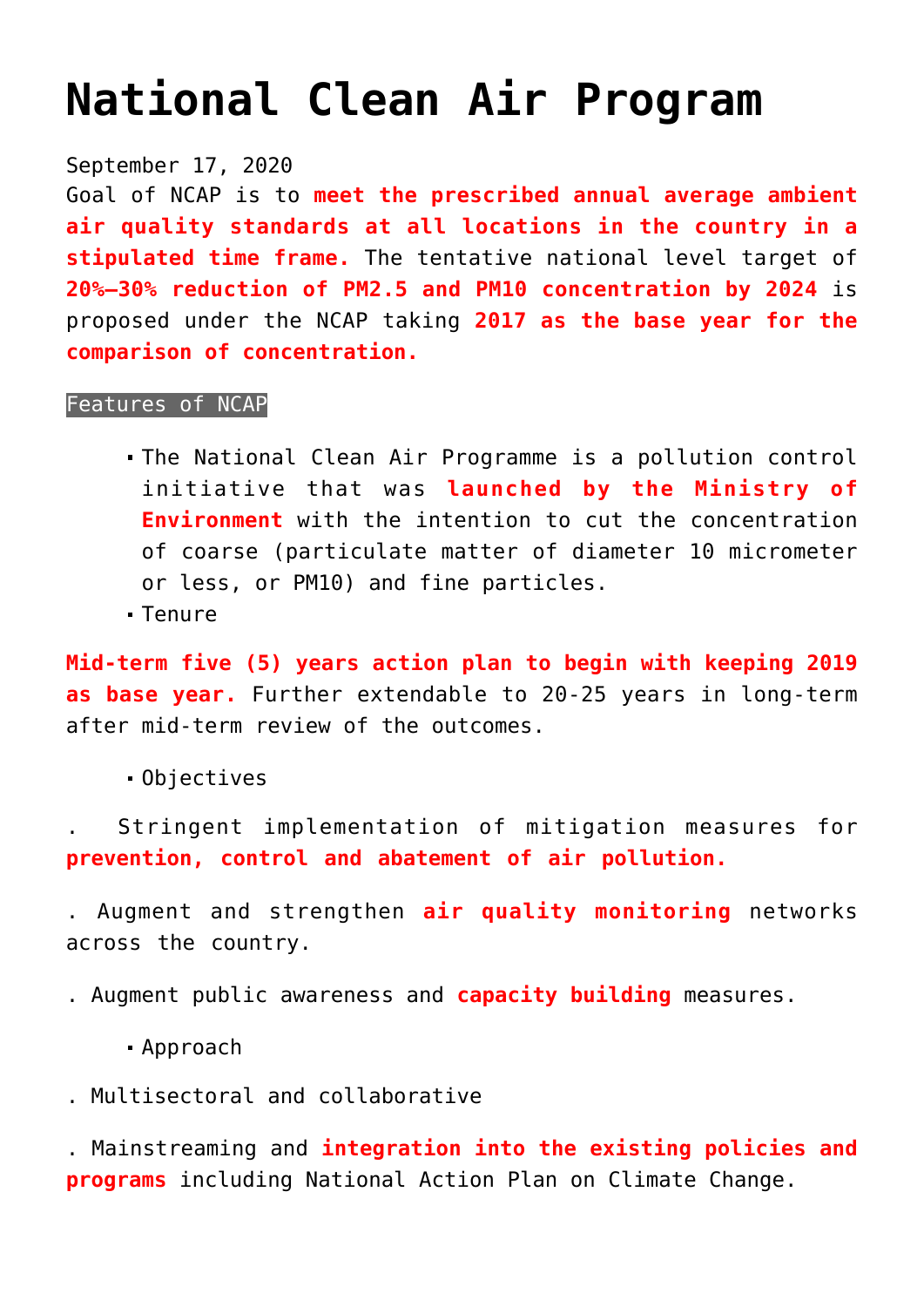# National Clean Air Program

September 17, 2020

Goal of NCAP is to **meet the prescribed annual average ambient air quality standards at all locations in the country in a stipulated time frame.** The tentative national level target of **20%–30% reduction of PM2.5 and PM10 concentration by 2024** is proposed under the NCAP taking **2017 as the base year for the comparison of concentration.**

Features of NCAP

- The National Clean Air Programme is a pollution control initiative that was **launched by the Ministry of Environment** with the intention to cut the concentration of coarse (particulate matter of diameter 10 micrometer or less, or PM10) and fine particles.
- Tenure

**Mid-term five (5) years action plan to begin with keeping 2019 as base year.** Further extendable to 20-25 years in long-term after mid-term review of the outcomes.

- Objectives

. Stringent implementation of mitigation measures for **prevention, control and abatement of air pollution.**

. Augment and strengthen **air quality monitoring** networks across the country.

. Augment public awareness and **capacity building** measures.

- Approach

. Multisectoral and collaborative

. Mainstreaming and **integration into the existing policies and programs** including National Action Plan on Climate Change.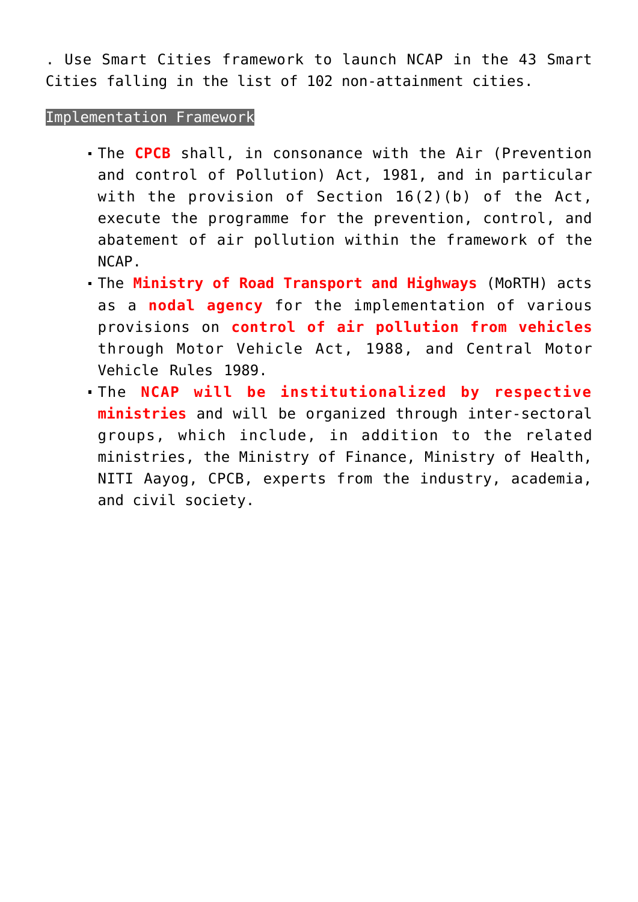. Use Smart Cities framework to launch NCAP in the 43 Smart Cities falling in the list of 102 non-attainment cities.

## Implementation Framework

- The **CPCB** shall, in consonance with the Air (Prevention and control of Pollution) Act, 1981, and in particular with the provision of Section 16(2)(b) of the Act, execute the programme for the prevention, control, and abatement of air pollution within the framework of the NCAP.
- The **Ministry of Road Transport and Highways** (MoRTH) acts as a **nodal agency** for the implementation of various provisions on **control of air pollution from vehicles** through Motor Vehicle Act, 1988, and Central Motor Vehicle Rules 1989.
- The **NCAP will be institutionalized by respective ministries** and will be organized through inter-sectoral groups, which include, in addition to the related ministries, the Ministry of Finance, Ministry of Health, NITI Aayog, CPCB, experts from the industry, academia, and civil society.